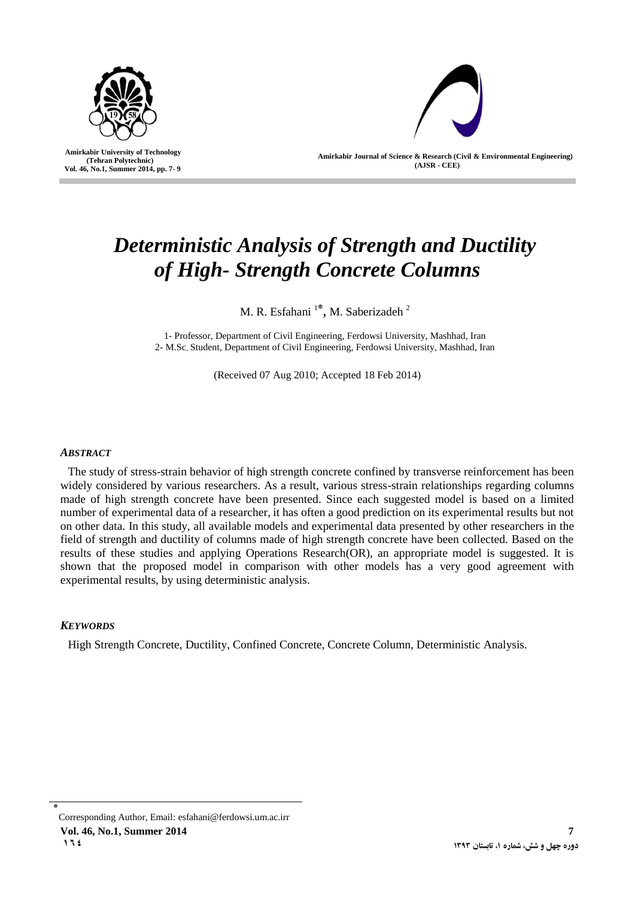# *Deterministic Analysis of Strength and Ductility of High- Strength Concrete Columns*

M. R. Esfahani [1*], M. Saberizadeh [2]

1- Professor, Department of Civil Engineering, Ferdowsi University, Mashhad, Iran
2- M.Sc. Student, Department of Civil Engineering, Ferdowsi University, Mashhad, Iran

(Received 07 Aug 2010; Accepted 18 Feb 2014)

### *ABSTRACT*

The study of stress-strain behavior of high strength concrete confined by transverse reinforcement has been widely considered by various researchers. As a result, various stress-strain relationships regarding columns made of high strength concrete have been presented. Since each suggested model is based on a limited number of experimental data of a researcher, it has often a good prediction on its experimental results but not on other data. In this study, all available models and experimental data presented by other researchers in the field of strength and ductility of columns made of high strength concrete have been collected. Based on the results of these studies and applying Operations Research(OR), an appropriate model is suggested. It is shown that the proposed model in comparison with other models has a very good agreement with experimental results, by using deterministic analysis.

### *KEYWORDS*

High Strength Concrete, Ductility, Confined Concrete, Concrete Column, Deterministic Analysis.

[*] Corresponding Author, Email: esfahani@ferdowsi.um.ac.irr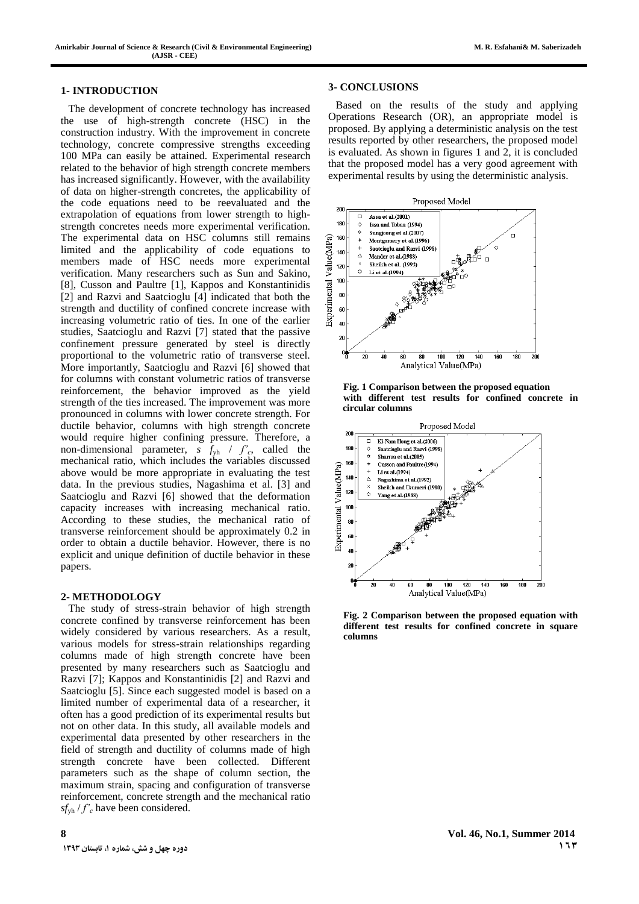## 1- INTRODUCTION

The development of concrete technology has increased the use of high-strength concrete (HSC) in the construction industry. With the improvement in concrete technology, concrete compressive strengths exceeding 100 MPa can easily be attained. Experimental research related to the behavior of high strength concrete members has increased significantly. However, with the availability of data on higher-strength concretes, the applicability of the code equations need to be reevaluated and the extrapolation of equations from lower strength to high-strength concretes needs more experimental verification. The experimental data on HSC columns still remains limited and the applicability of code equations to members made of HSC needs more experimental verification. Many researchers such as Sun and Sakino, [8], Cusson and Paultre [1], Kappos and Konstantinidis [2] and Razvi and Saatcioglu [4] indicated that both the strength and ductility of confined concrete increase with increasing volumetric ratio of ties. In one of the earlier studies, Saatcioglu and Razvi [7] stated that the passive confinement pressure generated by steel is directly proportional to the volumetric ratio of transverse steel. More importantly, Saatcioglu and Razvi [6] showed that for columns with constant volumetric ratios of transverse reinforcement, the behavior improved as the yield strength of the ties increased. The improvement was more pronounced in columns with lower concrete strength. For ductile behavior, columns with high strength concrete would require higher confining pressure. Therefore, a non-dimensional parameter, $s\ f_{yh}\ /\ f'_c$, called the mechanical ratio, which includes the variables discussed above would be more appropriate in evaluating the test data. In the previous studies, Nagashima et al. [3] and Saatcioglu and Razvi [6] showed that the deformation capacity increases with increasing mechanical ratio. According to these studies, the mechanical ratio of transverse reinforcement should be approximately 0.2 in order to obtain a ductile behavior. However, there is no explicit and unique definition of ductile behavior in these papers.

## 2- METHODOLOGY

The study of stress-strain behavior of high strength concrete confined by transverse reinforcement has been widely considered by various researchers. As a result, various models for stress-strain relationships regarding columns made of high strength concrete have been presented by many researchers such as Saatcioglu and Razvi [7]; Kappos and Konstantinidis [2] and Razvi and Saatcioglu [5]. Since each suggested model is based on a limited number of experimental data of a researcher, it often has a good prediction of its experimental results but not on other data. In this study, all available models and experimental data presented by other researchers in the field of strength and ductility of columns made of high strength concrete have been collected. Different parameters such as the shape of column section, the maximum strain, spacing and configuration of transverse reinforcement, concrete strength and the mechanical ratio $sf_{yh}\ /\ f'_c$ have been considered.

## 3- CONCLUSIONS

Based on the results of the study and applying Operations Research (OR), an appropriate model is proposed. By applying a deterministic analysis on the test results reported by other researchers, the proposed model is evaluated. As shown in figures 1 and 2, it is concluded that the proposed model has a very good agreement with experimental results by using the deterministic analysis.

**Fig. 1 Comparison between the proposed equation with different test results for confined concrete in circular columns**

**Fig. 2 Comparison between the proposed equation with different test results for confined concrete in square columns**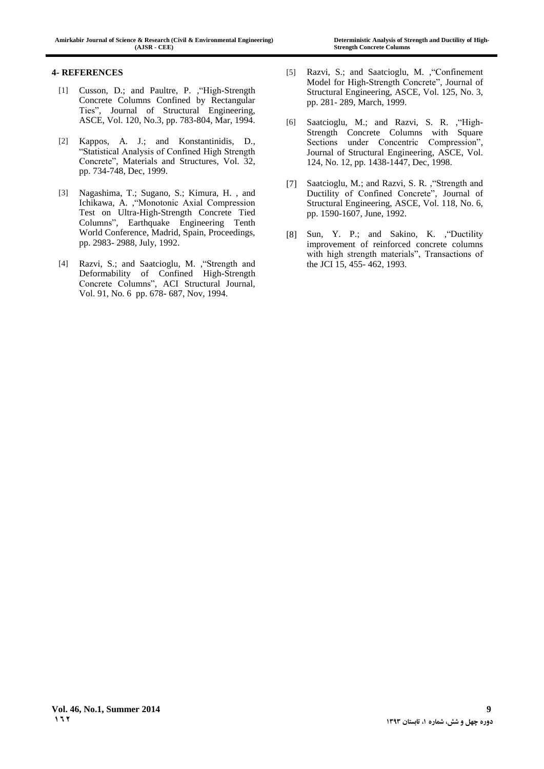## 4- REFERENCES

[1] Cusson, D.; and Paultre, P. ,"High-Strength Concrete Columns Confined by Rectangular Ties", Journal of Structural Engineering, ASCE, Vol. 120, No.3, pp. 783-804, Mar, 1994.

[2] Kappos, A. J.; and Konstantinidis, D., "Statistical Analysis of Confined High Strength Concrete", Materials and Structures, Vol. 32, pp. 734-748, Dec, 1999.

[3] Nagashima, T.; Sugano, S.; Kimura, H. , and Ichikawa, A. ,"Monotonic Axial Compression Test on Ultra-High-Strength Concrete Tied Columns", Earthquake Engineering Tenth World Conference, Madrid, Spain, Proceedings, pp. 2983- 2988, July, 1992.

[4] Razvi, S.; and Saatcioglu, M. ,"Strength and Deformability of Confined High-Strength Concrete Columns", ACI Structural Journal, Vol. 91, No. 6 pp. 678- 687, Nov, 1994.

[5] Razvi, S.; and Saatcioglu, M. ,"Confinement Model for High-Strength Concrete", Journal of Structural Engineering, ASCE, Vol. 125, No. 3, pp. 281- 289, March, 1999.

[6] Saatcioglu, M.; and Razvi, S. R. ,"High-Strength Concrete Columns with Square Sections under Concentric Compression", Journal of Structural Engineering, ASCE, Vol. 124, No. 12, pp. 1438-1447, Dec, 1998.

[7] Saatcioglu, M.; and Razvi, S. R. ,"Strength and Ductility of Confined Concrete", Journal of Structural Engineering, ASCE, Vol. 118, No. 6, pp. 1590-1607, June, 1992.

[8] Sun, Y. P.; and Sakino, K. ,"Ductility improvement of reinforced concrete columns with high strength materials", Transactions of the JCI 15, 455- 462, 1993.